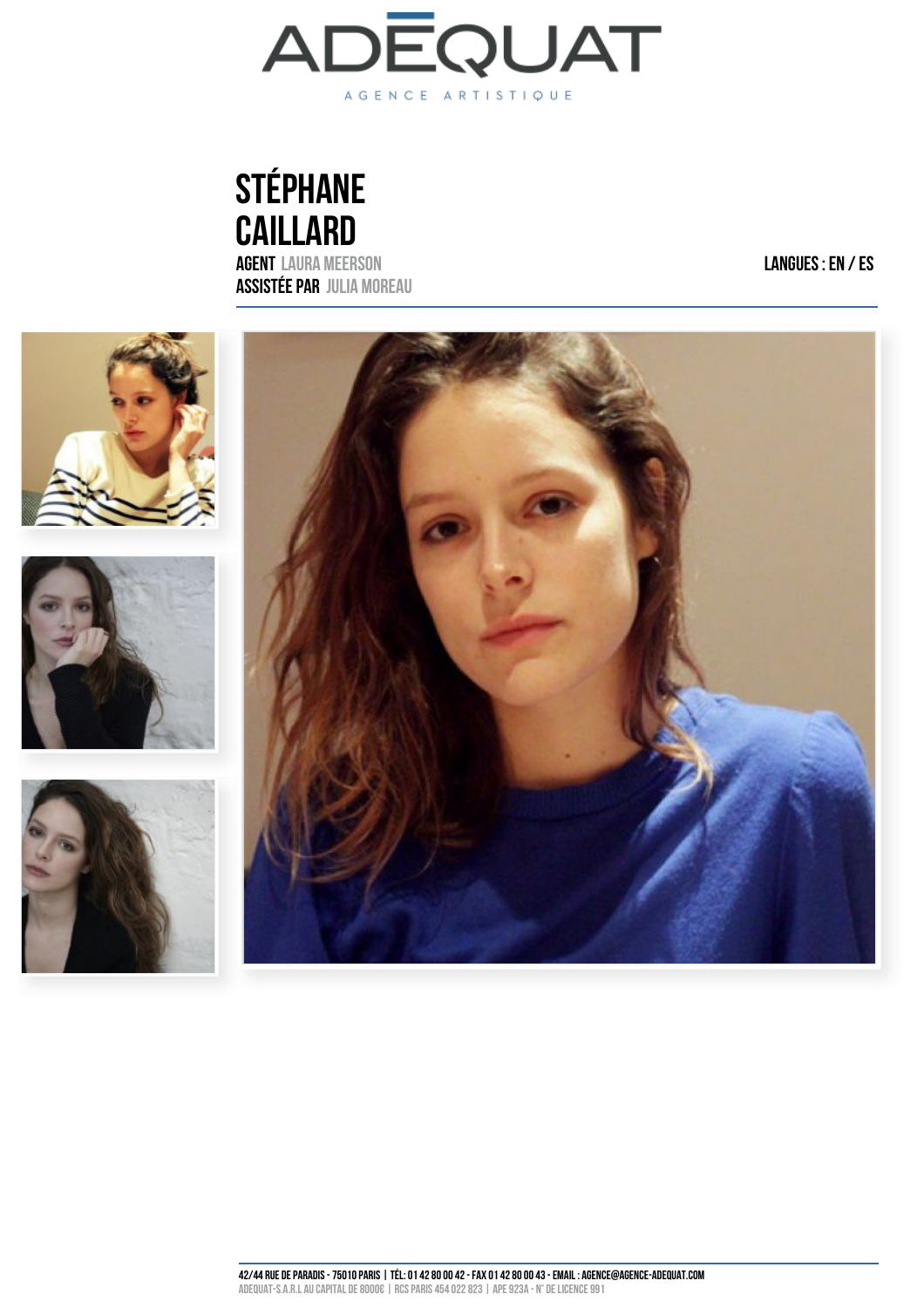ADĒQUAT

AGENCE ARTISTIQUE

# STÉPHANE CAILLARD

**AGENT** LAURA MEERSON
**ASSISTÉE PAR** JULIA MOREAU

**LANGUES : EN / ES**

42/44 RUE DE PARADIS - 75010 PARIS | TÉL: 01 42 80 00 42 - FAX 01 42 80 00 43 - EMAIL : AGENCE@AGENCE-ADEQUAT.COM
ADEQUAT-S.A.R.L AU CAPITAL DE 8000€ | RCS PARIS 454 022 823 | APE 923A - N° DE LICENCE 991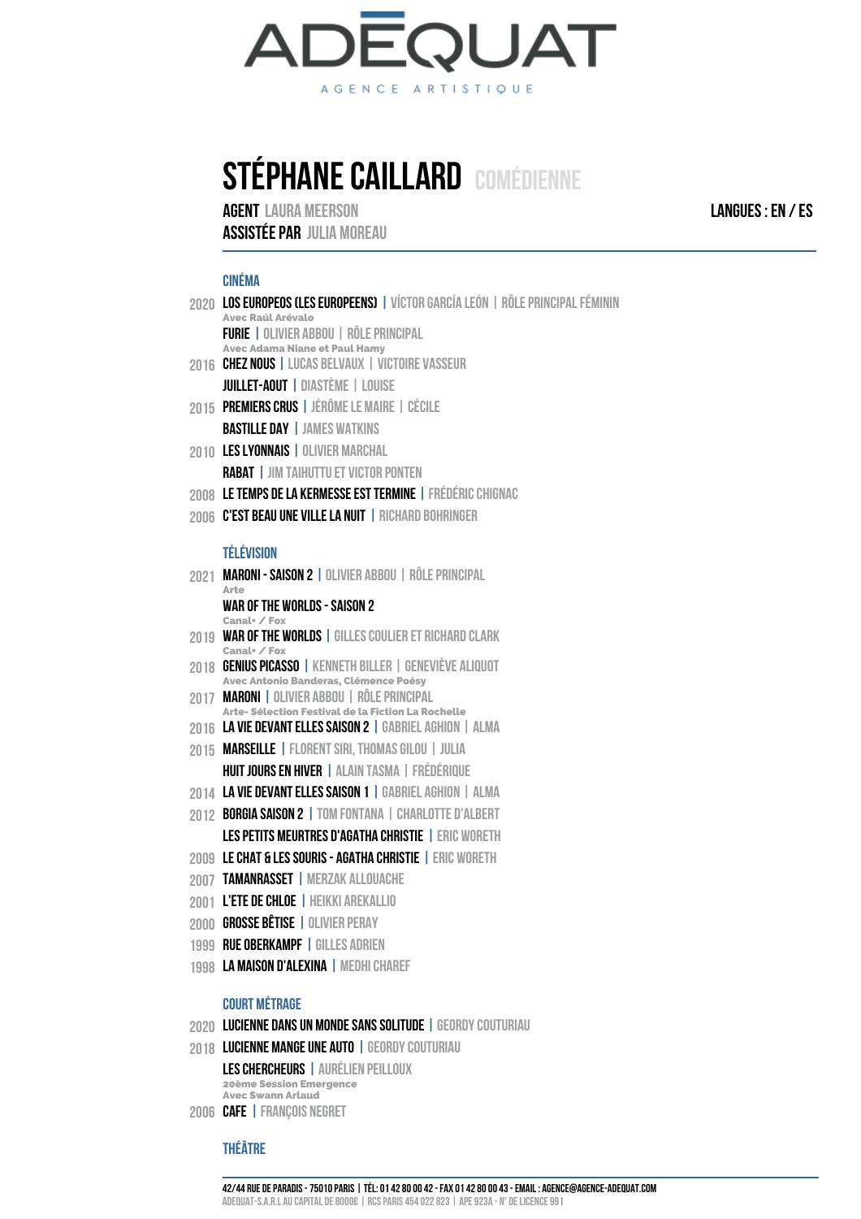# ADĒQUAT

AGENCE ARTISTIQUE

## STÉPHANE CAILLARD COMÉDIENNE

**AGENT** LAURA MEERSON

**ASSISTÉE PAR** JULIA MOREAU

**LANGUES : EN / ES**

### CINÉMA

- 2020 **LOS EUROPEOS (LES EUROPEENS)** | VÍCTOR GARCÍA LEÓN | RÔLE PRINCIPAL FÉMININ
  Avec Raúl Arévalo
- **FURIE** | OLIVIER ABBOU | RÔLE PRINCIPAL
  Avec Adama Niane et Paul Hamy
- 2016 **CHEZ NOUS** | LUCAS BELVAUX | VICTOIRE VASSEUR
- **JUILLET-AOUT** | DIASTÈME | LOUISE
- 2015 **PREMIERS CRUS** | JÉRÔME LE MAIRE | CÉCILE
- **BASTILLE DAY** | JAMES WATKINS
- 2010 **LES LYONNAIS** | OLIVIER MARCHAL
- **RABAT** | JIM TAIHUTTU ET VICTOR PONTEN
- 2008 **LE TEMPS DE LA KERMESSE EST TERMINE** | FRÉDÉRIC CHIGNAC
- 2006 **C'EST BEAU UNE VILLE LA NUIT** | RICHARD BOHRINGER

### TÉLÉVISION

- 2021 **MARONI - SAISON 2** | OLIVIER ABBOU | RÔLE PRINCIPAL
  Arte
- **WAR OF THE WORLDS - SAISON 2**
  Canal+ / Fox
- 2019 **WAR OF THE WORLDS** | GILLES COULIER ET RICHARD CLARK
  Canal+ / Fox
- 2018 **GENIUS PICASSO** | KENNETH BILLER | GENEVIÈVE ALIQUOT
  Avec Antonio Banderas, Clémence Poésy
- 2017 **MARONI** | OLIVIER ABBOU | RÔLE PRINCIPAL
  Arte- Sélection Festival de la Fiction La Rochelle
- 2016 **LA VIE DEVANT ELLES SAISON 2** | GABRIEL AGHION | ALMA
- 2015 **MARSEILLE** | FLORENT SIRI, THOMAS GILOU | JULIA
- **HUIT JOURS EN HIVER** | ALAIN TASMA | FRÉDÉRIQUE
- 2014 **LA VIE DEVANT ELLES SAISON 1** | GABRIEL AGHION | ALMA
- 2012 **BORGIA SAISON 2** | TOM FONTANA | CHARLOTTE D'ALBERT
- **LES PETITS MEURTRES D'AGATHA CHRISTIE** | ERIC WORETH
- 2009 **LE CHAT & LES SOURIS - AGATHA CHRISTIE** | ERIC WORETH
- 2007 **TAMANRASSET** | MERZAK ALLOUACHE
- 2001 **L'ETE DE CHLOE** | HEIKKI AREKALLIO
- 2000 **GROSSE BÊTISE** | OLIVIER PERAY
- 1999 **RUE OBERKAMPF** | GILLES ADRIEN
- 1998 **LA MAISON D'ALEXINA** | MEDHI CHAREF

### COURT MÉTRAGE

- 2020 **LUCIENNE DANS UN MONDE SANS SOLITUDE** | GEORDY COUTURIAU
- 2018 **LUCIENNE MANGE UNE AUTO** | GEORDY COUTURIAU
- **LES CHERCHEURS** | AURÉLIEN PEILLOUX
  20ème Session Emergence
  Avec Swann Arlaud
- 2006 **CAFE** | FRANÇOIS NEGRET

### THÉÂTRE

42/44 RUE DE PARADIS - 75010 PARIS | TÉL: 01 42 80 00 42 - FAX 01 42 80 00 43 - EMAIL : AGENCE@AGENCE-ADEQUAT.COM
ADEQUAT-S.A.R.L AU CAPITAL DE 8000€ | RCS PARIS 454 022 823 | APE 923A - N° DE LICENCE 991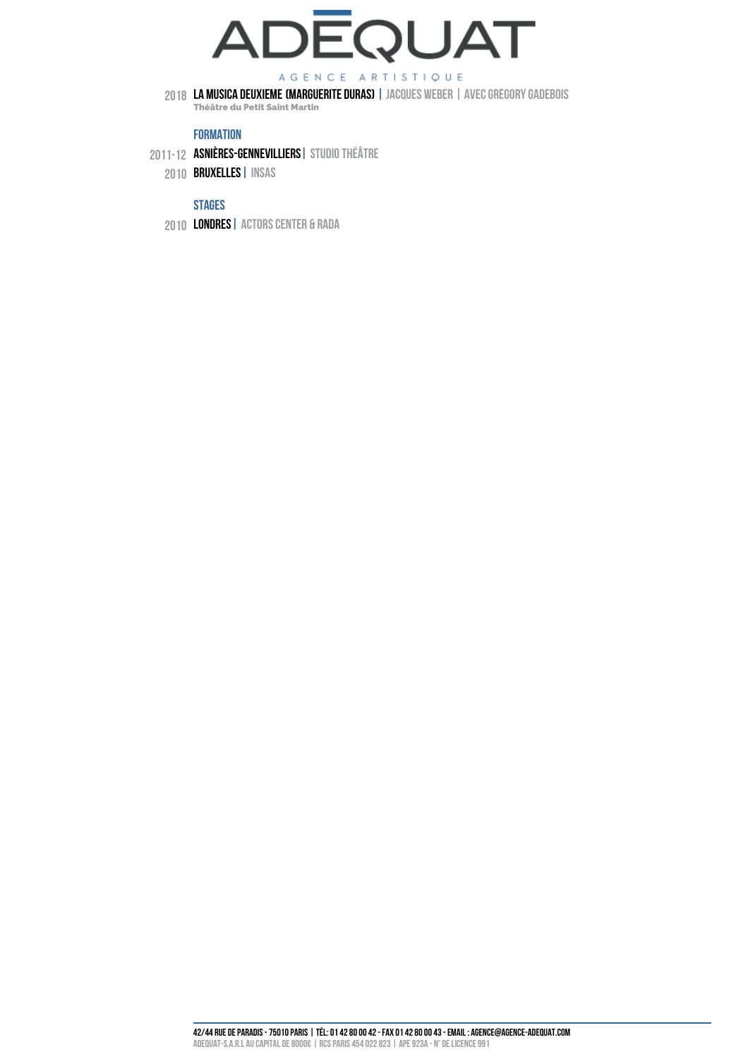2018 **LA MUSICA DEUXIEME (MARGUERITE DURAS)** | JACQUES WEBER | AVEC GRÉGORY GADEBOIS
Théâtre du Petit Saint Martin

## FORMATION

2011-12 **ASNIÈRES-GENNEVILLIERS** | STUDIO THÉÂTRE

2010 **BRUXELLES** | INSAS

## STAGES

2010 **LONDRES** | ACTORS CENTER & RADA